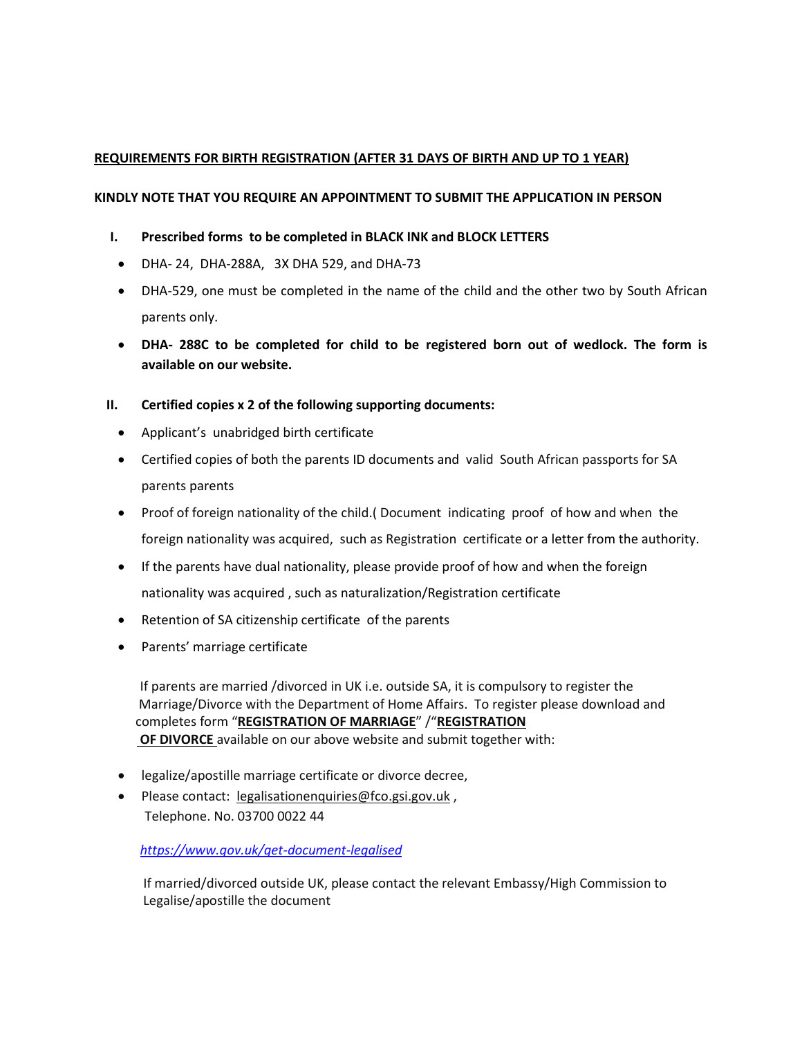**REQUIREMENTS FOR BIRTH REGISTRATION (AFTER 31 DAYS OF BIRTH AND UP TO 1 YEAR)**

**KINDLY NOTE THAT YOU REQUIRE AN APPOINTMENT TO SUBMIT THE APPLICATION IN PERSON**

I. **Prescribed forms to be completed in BLACK INK and BLOCK LETTERS**

- DHA- 24, DHA-288A, 3X DHA 529, and DHA-73
- DHA-529, one must be completed in the name of the child and the other two by South African parents only.
- **DHA- 288C to be completed for child to be registered born out of wedlock. The form is available on our website.**

II. **Certified copies x 2 of the following supporting documents:**

- Applicant's unabridged birth certificate
- Certified copies of both the parents ID documents and valid South African passports for SA parents parents
- Proof of foreign nationality of the child.( Document indicating proof of how and when the foreign nationality was acquired, such as Registration certificate or a letter from the authority.
- If the parents have dual nationality, please provide proof of how and when the foreign nationality was acquired , such as naturalization/Registration certificate
- Retention of SA citizenship certificate of the parents
- Parents' marriage certificate

If parents are married /divorced in UK i.e. outside SA, it is compulsory to register the Marriage/Divorce with the Department of Home Affairs. To register please download and completes form "**REGISTRATION OF MARRIAGE**" /"**REGISTRATION OF DIVORCE** available on our above website and submit together with:

- legalize/apostille marriage certificate or divorce decree,
- Please contact: legalisationenquiries@fco.gsi.gov.uk , Telephone. No. 03700 0022 44

*https://www.gov.uk/get-document-legalised*

If married/divorced outside UK, please contact the relevant Embassy/High Commission to Legalise/apostille the document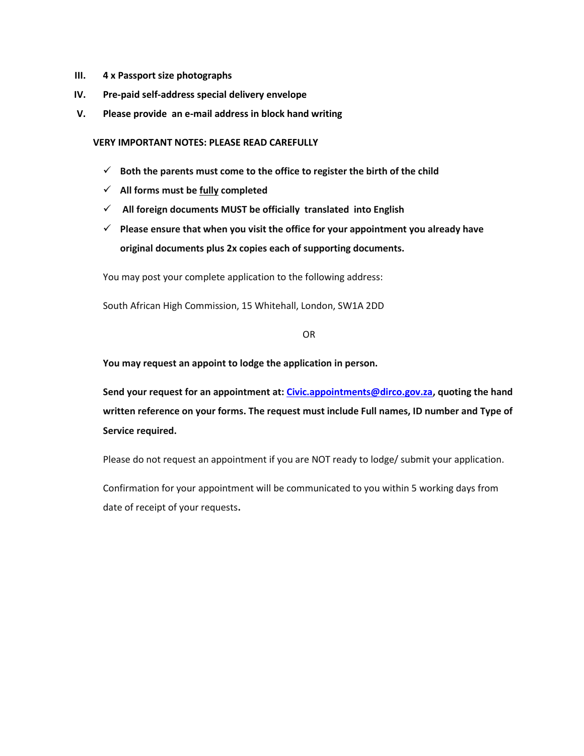III. **4 x Passport size photographs**

IV. **Pre-paid self-address special delivery envelope**

V. **Please provide an e-mail address in block hand writing**

**VERY IMPORTANT NOTES: PLEASE READ CAREFULLY**

- ✓ **Both the parents must come to the office to register the birth of the child**
- ✓ **All forms must be fully completed**
- ✓ **All foreign documents MUST be officially translated into English**
- ✓ **Please ensure that when you visit the office for your appointment you already have original documents plus 2x copies each of supporting documents.**

You may post your complete application to the following address:

South African High Commission, 15 Whitehall, London, SW1A 2DD

OR

**You may request an appoint to lodge the application in person.**

**Send your request for an appointment at: Civic.appointments@dirco.gov.za, quoting the hand written reference on your forms. The request must include Full names, ID number and Type of Service required.**

Please do not request an appointment if you are NOT ready to lodge/ submit your application.

Confirmation for your appointment will be communicated to you within 5 working days from date of receipt of your requests.